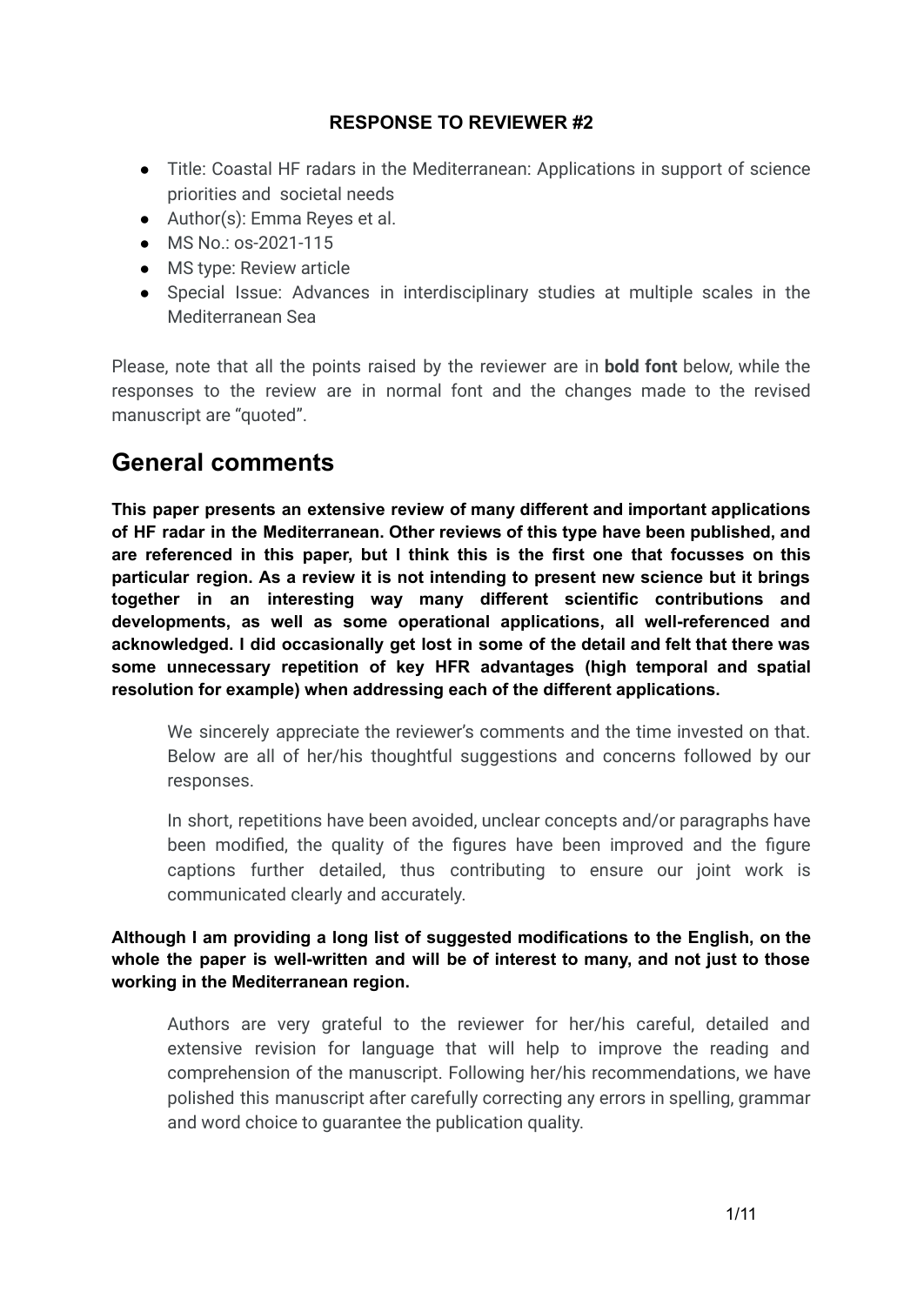**RESPONSE TO REVIEWER #2**

- Title: Coastal HF radars in the Mediterranean: Applications in support of science priorities and societal needs
- Author(s): Emma Reyes et al.
- MS No.: os-2021-115
- MS type: Review article
- Special Issue: Advances in interdisciplinary studies at multiple scales in the Mediterranean Sea

Please, note that all the points raised by the reviewer are in **bold font** below, while the responses to the review are in normal font and the changes made to the revised manuscript are "quoted".

# General comments

**This paper presents an extensive review of many different and important applications of HF radar in the Mediterranean. Other reviews of this type have been published, and are referenced in this paper, but I think this is the first one that focusses on this particular region. As a review it is not intending to present new science but it brings together in an interesting way many different scientific contributions and developments, as well as some operational applications, all well-referenced and acknowledged. I did occasionally get lost in some of the detail and felt that there was some unnecessary repetition of key HFR advantages (high temporal and spatial resolution for example) when addressing each of the different applications.**

> We sincerely appreciate the reviewer's comments and the time invested on that. Below are all of her/his thoughtful suggestions and concerns followed by our responses.
>
> In short, repetitions have been avoided, unclear concepts and/or paragraphs have been modified, the quality of the figures have been improved and the figure captions further detailed, thus contributing to ensure our joint work is communicated clearly and accurately.

**Although I am providing a long list of suggested modifications to the English, on the whole the paper is well-written and will be of interest to many, and not just to those working in the Mediterranean region.**

> Authors are very grateful to the reviewer for her/his careful, detailed and extensive revision for language that will help to improve the reading and comprehension of the manuscript. Following her/his recommendations, we have polished this manuscript after carefully correcting any errors in spelling, grammar and word choice to guarantee the publication quality.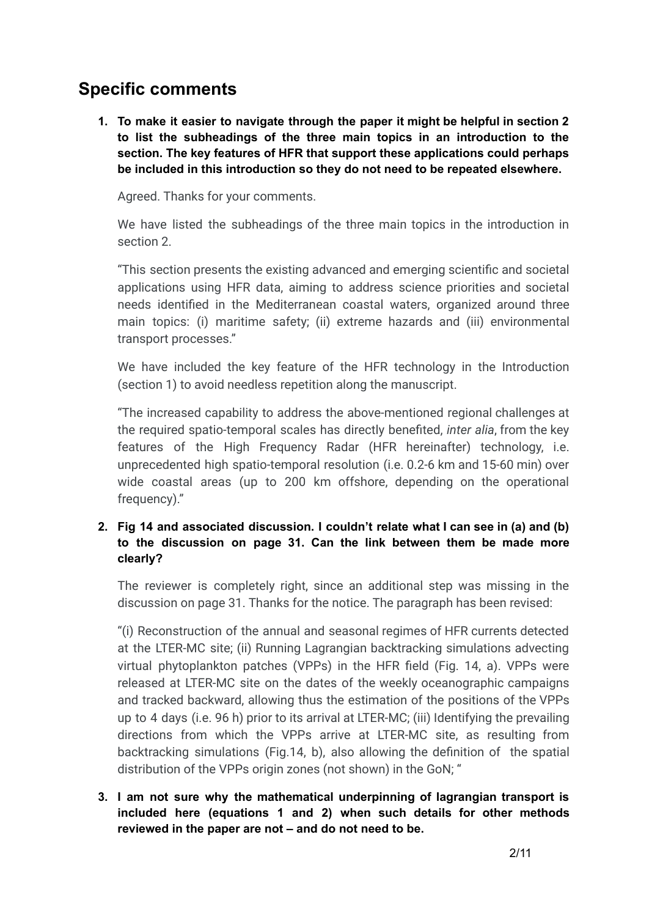## Specific comments

1. **To make it easier to navigate through the paper it might be helpful in section 2 to list the subheadings of the three main topics in an introduction to the section. The key features of HFR that support these applications could perhaps be included in this introduction so they do not need to be repeated elsewhere.**

   Agreed. Thanks for your comments.

   We have listed the subheadings of the three main topics in the introduction in section 2.

   "This section presents the existing advanced and emerging scientific and societal applications using HFR data, aiming to address science priorities and societal needs identified in the Mediterranean coastal waters, organized around three main topics: (i) maritime safety; (ii) extreme hazards and (iii) environmental transport processes."

   We have included the key feature of the HFR technology in the Introduction (section 1) to avoid needless repetition along the manuscript.

   "The increased capability to address the above-mentioned regional challenges at the required spatio-temporal scales has directly benefited, *inter alia*, from the key features of the High Frequency Radar (HFR hereinafter) technology, i.e. unprecedented high spatio-temporal resolution (i.e. 0.2-6 km and 15-60 min) over wide coastal areas (up to 200 km offshore, depending on the operational frequency)."

2. **Fig 14 and associated discussion. I couldn't relate what I can see in (a) and (b) to the discussion on page 31. Can the link between them be made more clearly?**

   The reviewer is completely right, since an additional step was missing in the discussion on page 31. Thanks for the notice. The paragraph has been revised:

   "(i) Reconstruction of the annual and seasonal regimes of HFR currents detected at the LTER-MC site; (ii) Running Lagrangian backtracking simulations advecting virtual phytoplankton patches (VPPs) in the HFR field (Fig. 14, a). VPPs were released at LTER-MC site on the dates of the weekly oceanographic campaigns and tracked backward, allowing thus the estimation of the positions of the VPPs up to 4 days (i.e. 96 h) prior to its arrival at LTER-MC; (iii) Identifying the prevailing directions from which the VPPs arrive at LTER-MC site, as resulting from backtracking simulations (Fig.14, b), also allowing the definition of the spatial distribution of the VPPs origin zones (not shown) in the GoN; "

3. **I am not sure why the mathematical underpinning of lagrangian transport is included here (equations 1 and 2) when such details for other methods reviewed in the paper are not – and do not need to be.**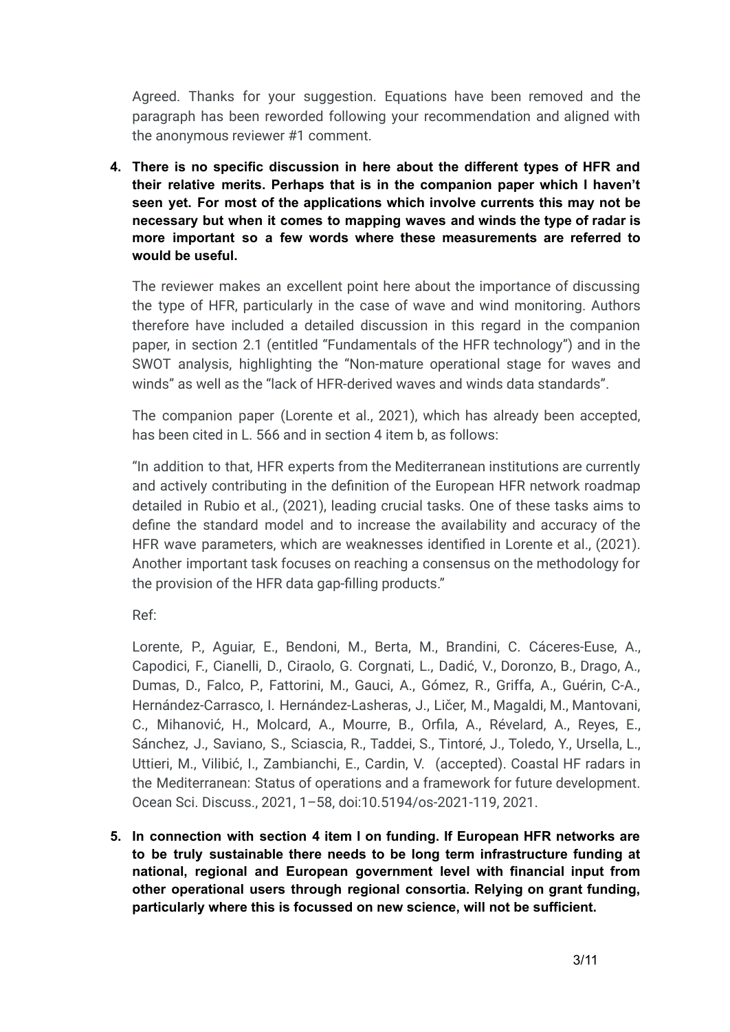Agreed. Thanks for your suggestion. Equations have been removed and the paragraph has been reworded following your recommendation and aligned with the anonymous reviewer #1 comment.

4. **There is no specific discussion in here about the different types of HFR and their relative merits. Perhaps that is in the companion paper which I haven't seen yet. For most of the applications which involve currents this may not be necessary but when it comes to mapping waves and winds the type of radar is more important so a few words where these measurements are referred to would be useful.**

   The reviewer makes an excellent point here about the importance of discussing the type of HFR, particularly in the case of wave and wind monitoring. Authors therefore have included a detailed discussion in this regard in the companion paper, in section 2.1 (entitled "Fundamentals of the HFR technology") and in the SWOT analysis, highlighting the "Non-mature operational stage for waves and winds" as well as the "lack of HFR-derived waves and winds data standards".

   The companion paper (Lorente et al., 2021), which has already been accepted, has been cited in L. 566 and in section 4 item b, as follows:

   "In addition to that, HFR experts from the Mediterranean institutions are currently and actively contributing in the definition of the European HFR network roadmap detailed in Rubio et al., (2021), leading crucial tasks. One of these tasks aims to define the standard model and to increase the availability and accuracy of the HFR wave parameters, which are weaknesses identified in Lorente et al., (2021). Another important task focuses on reaching a consensus on the methodology for the provision of the HFR data gap-filling products."

   Ref:

   Lorente, P., Aguiar, E., Bendoni, M., Berta, M., Brandini, C. Cáceres-Euse, A., Capodici, F., Cianelli, D., Ciraolo, G. Corgnati, L., Dadić, V., Doronzo, B., Drago, A., Dumas, D., Falco, P., Fattorini, M., Gauci, A., Gómez, R., Griffa, A., Guérin, C-A., Hernández-Carrasco, I. Hernández-Lasheras, J., Ličer, M., Magaldi, M., Mantovani, C., Mihanović, H., Molcard, A., Mourre, B., Orfila, A., Révelard, A., Reyes, E., Sánchez, J., Saviano, S., Sciascia, R., Taddei, S., Tintoré, J., Toledo, Y., Ursella, L., Uttieri, M., Vilibić, I., Zambianchi, E., Cardin, V. (accepted). Coastal HF radars in the Mediterranean: Status of operations and a framework for future development. Ocean Sci. Discuss., 2021, 1–58, doi:10.5194/os-2021-119, 2021.

5. **In connection with section 4 item I on funding. If European HFR networks are to be truly sustainable there needs to be long term infrastructure funding at national, regional and European government level with financial input from other operational users through regional consortia. Relying on grant funding, particularly where this is focussed on new science, will not be sufficient.**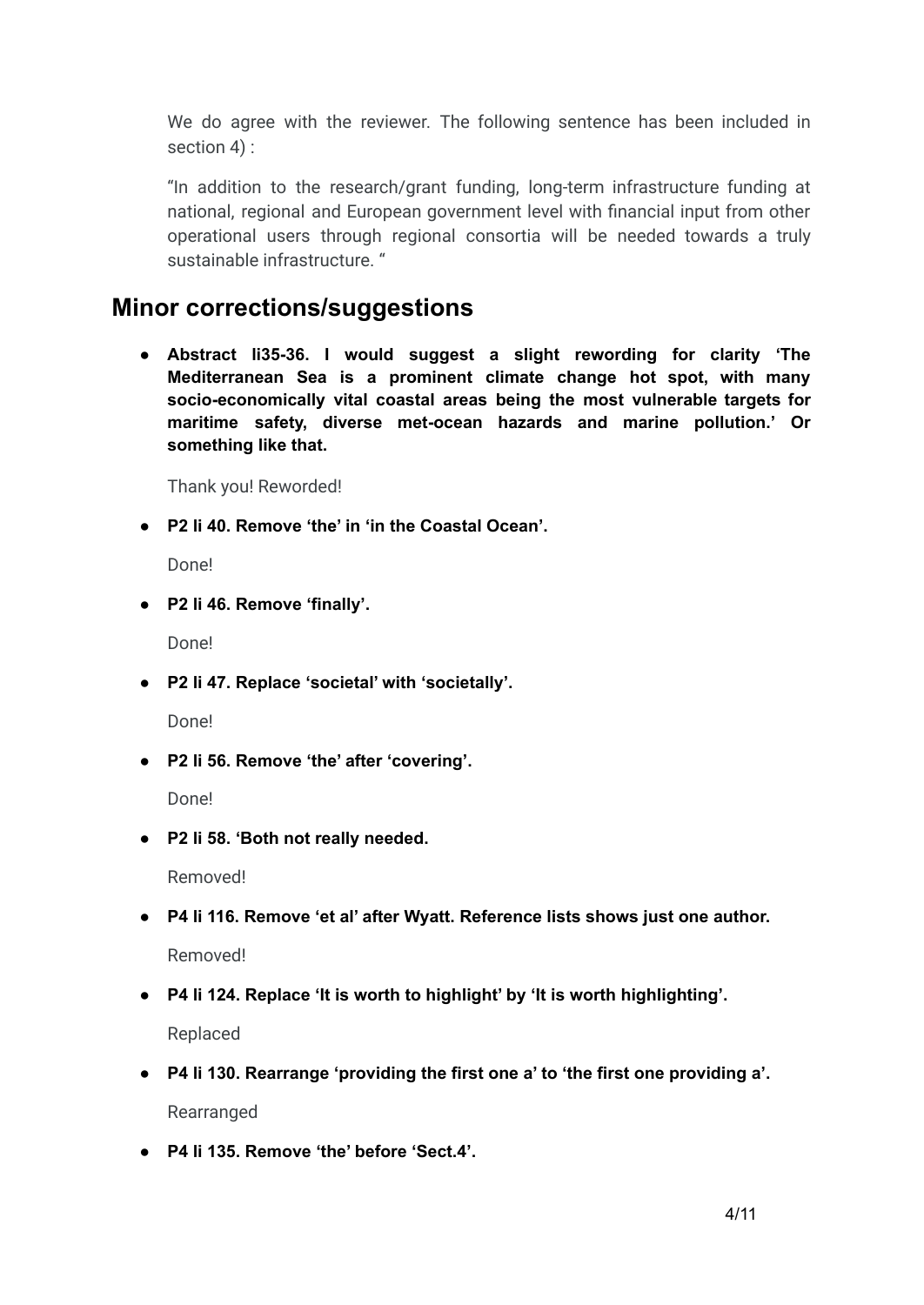We do agree with the reviewer. The following sentence has been included in section 4) :

"In addition to the research/grant funding, long-term infrastructure funding at national, regional and European government level with financial input from other operational users through regional consortia will be needed towards a truly sustainable infrastructure. "

## Minor corrections/suggestions

- **Abstract li35-36. I would suggest a slight rewording for clarity 'The Mediterranean Sea is a prominent climate change hot spot, with many socio-economically vital coastal areas being the most vulnerable targets for maritime safety, diverse met-ocean hazards and marine pollution.' Or something like that.**

  Thank you! Reworded!

- **P2 li 40. Remove 'the' in 'in the Coastal Ocean'.**

  Done!

- **P2 li 46. Remove 'finally'.**

  Done!

- **P2 li 47. Replace 'societal' with 'societally'.**

  Done!

- **P2 li 56. Remove 'the' after 'covering'.**

  Done!

- **P2 li 58. 'Both not really needed.**

  Removed!

- **P4 li 116. Remove 'et al' after Wyatt. Reference lists shows just one author.**

  Removed!

- **P4 li 124. Replace 'It is worth to highlight' by 'It is worth highlighting'.**

  Replaced

- **P4 li 130. Rearrange 'providing the first one a' to 'the first one providing a'.**

  Rearranged

- **P4 li 135. Remove 'the' before 'Sect.4'.**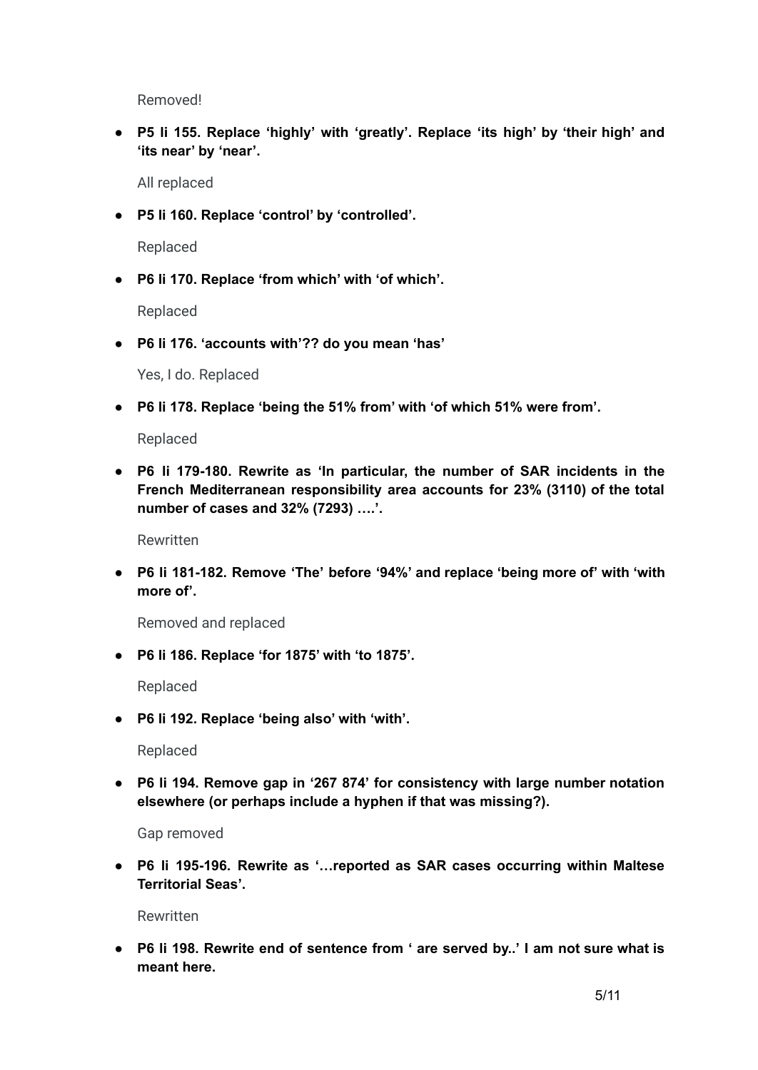Removed!

- **P5 li 155. Replace 'highly' with 'greatly'. Replace 'its high' by 'their high' and 'its near' by 'near'.**

  All replaced

- **P5 li 160. Replace 'control' by 'controlled'.**

  Replaced

- **P6 li 170. Replace 'from which' with 'of which'.**

  Replaced

- **P6 li 176. 'accounts with'?? do you mean 'has'**

  Yes, I do. Replaced

- **P6 li 178. Replace 'being the 51% from' with 'of which 51% were from'.**

  Replaced

- **P6 li 179-180. Rewrite as 'In particular, the number of SAR incidents in the French Mediterranean responsibility area accounts for 23% (3110) of the total number of cases and 32% (7293) ….'.**

  Rewritten

- **P6 li 181-182. Remove 'The' before '94%' and replace 'being more of' with 'with more of'.**

  Removed and replaced

- **P6 li 186. Replace 'for 1875' with 'to 1875'.**

  Replaced

- **P6 li 192. Replace 'being also' with 'with'.**

  Replaced

- **P6 li 194. Remove gap in '267 874' for consistency with large number notation elsewhere (or perhaps include a hyphen if that was missing?).**

  Gap removed

- **P6 li 195-196. Rewrite as '…reported as SAR cases occurring within Maltese Territorial Seas'.**

  Rewritten

- **P6 li 198. Rewrite end of sentence from ' are served by..' I am not sure what is meant here.**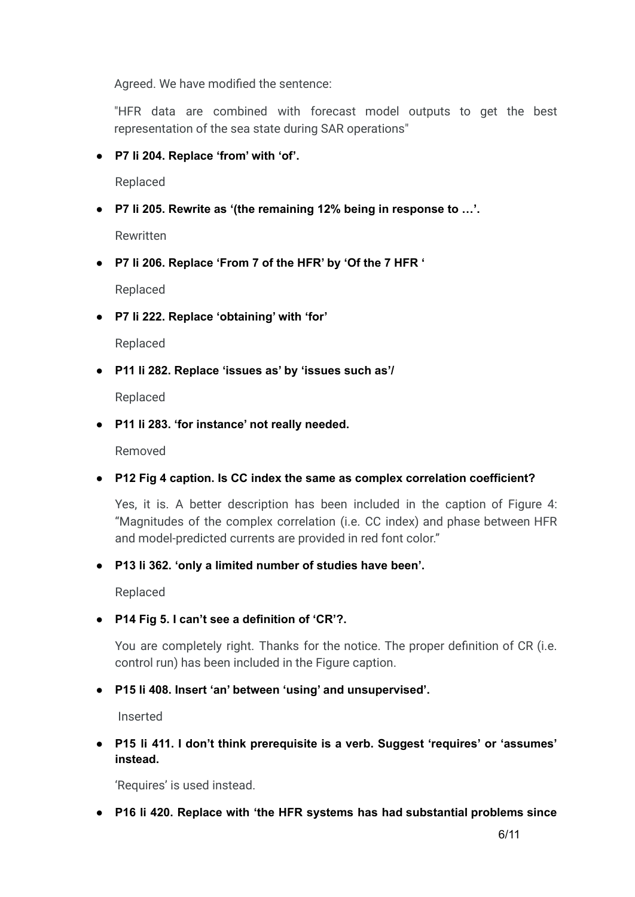Agreed. We have modified the sentence:

"HFR data are combined with forecast model outputs to get the best representation of the sea state during SAR operations"

- **P7 li 204. Replace 'from' with 'of'.**

  Replaced

- **P7 li 205. Rewrite as '(the remaining 12% being in response to …'.**

  Rewritten

- **P7 li 206. Replace 'From 7 of the HFR' by 'Of the 7 HFR '**

  Replaced

- **P7 li 222. Replace 'obtaining' with 'for'**

  Replaced

- **P11 li 282. Replace 'issues as' by 'issues such as'/**

  Replaced

- **P11 li 283. 'for instance' not really needed.**

  Removed

- **P12 Fig 4 caption. Is CC index the same as complex correlation coefficient?**

  Yes, it is. A better description has been included in the caption of Figure 4: "Magnitudes of the complex correlation (i.e. CC index) and phase between HFR and model-predicted currents are provided in red font color."

- **P13 li 362. 'only a limited number of studies have been'.**

  Replaced

- **P14 Fig 5. I can't see a definition of 'CR'?.**

  You are completely right. Thanks for the notice. The proper definition of CR (i.e. control run) has been included in the Figure caption.

- **P15 li 408. Insert 'an' between 'using' and unsupervised'.**

  Inserted

- **P15 li 411. I don't think prerequisite is a verb. Suggest 'requires' or 'assumes' instead.**

  'Requires' is used instead.

- **P16 li 420. Replace with 'the HFR systems has had substantial problems since**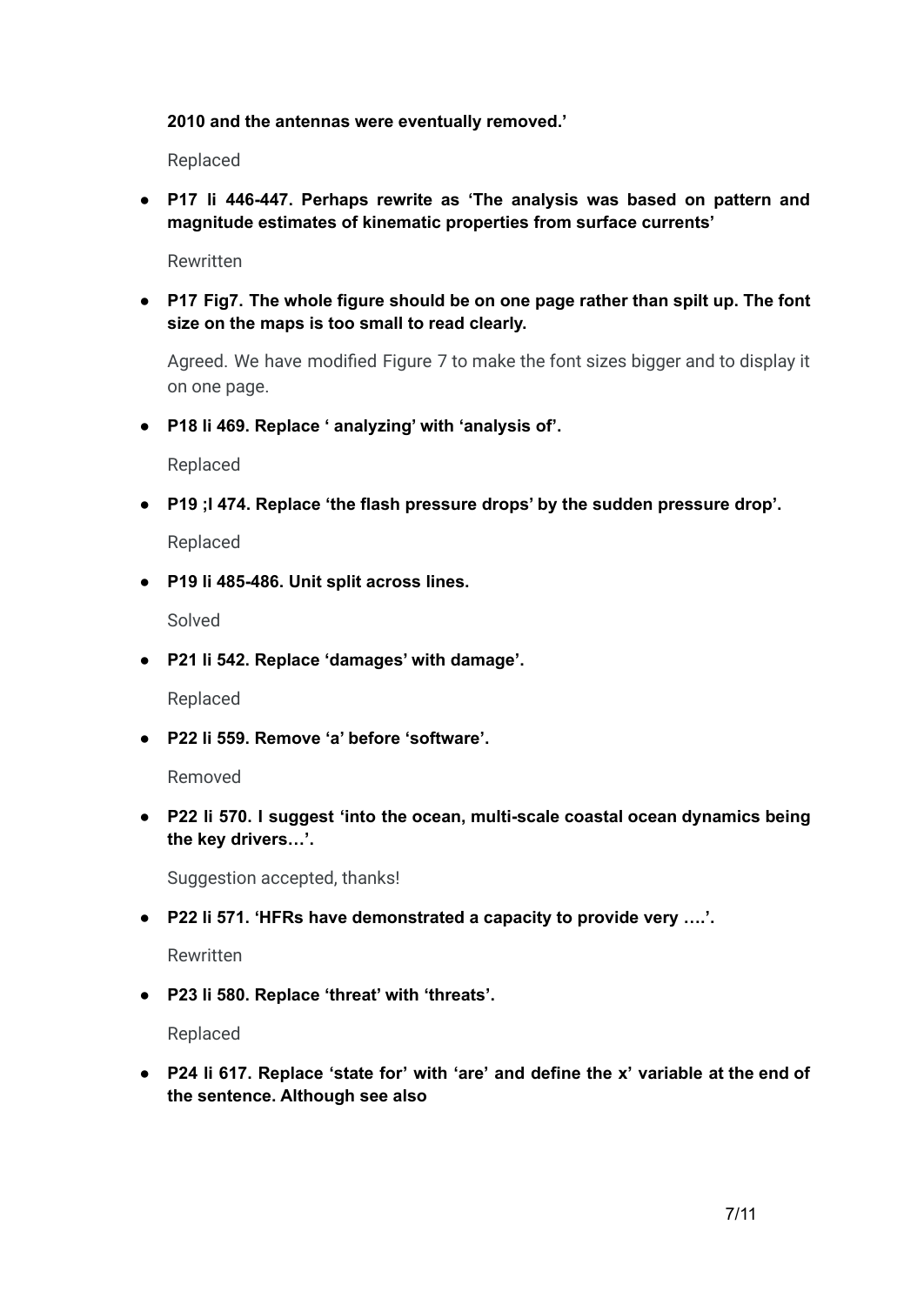**2010 and the antennas were eventually removed.'**

Replaced

- **P17 li 446-447. Perhaps rewrite as 'The analysis was based on pattern and magnitude estimates of kinematic properties from surface currents'**

  Rewritten

- **P17 Fig7. The whole figure should be on one page rather than spilt up. The font size on the maps is too small to read clearly.**

  Agreed. We have modified Figure 7 to make the font sizes bigger and to display it on one page.

- **P18 li 469. Replace ' analyzing' with 'analysis of'.**

  Replaced

- **P19 ;l 474. Replace 'the flash pressure drops' by the sudden pressure drop'.**

  Replaced

- **P19 li 485-486. Unit split across lines.**

  Solved

- **P21 li 542. Replace 'damages' with damage'.**

  Replaced

- **P22 li 559. Remove 'a' before 'software'.**

  Removed

- **P22 li 570. I suggest 'into the ocean, multi-scale coastal ocean dynamics being the key drivers…'.**

  Suggestion accepted, thanks!

- **P22 li 571. 'HFRs have demonstrated a capacity to provide very ….'.**

  Rewritten

- **P23 li 580. Replace 'threat' with 'threats'.**

  Replaced

- **P24 li 617. Replace 'state for' with 'are' and define the x' variable at the end of the sentence. Although see also**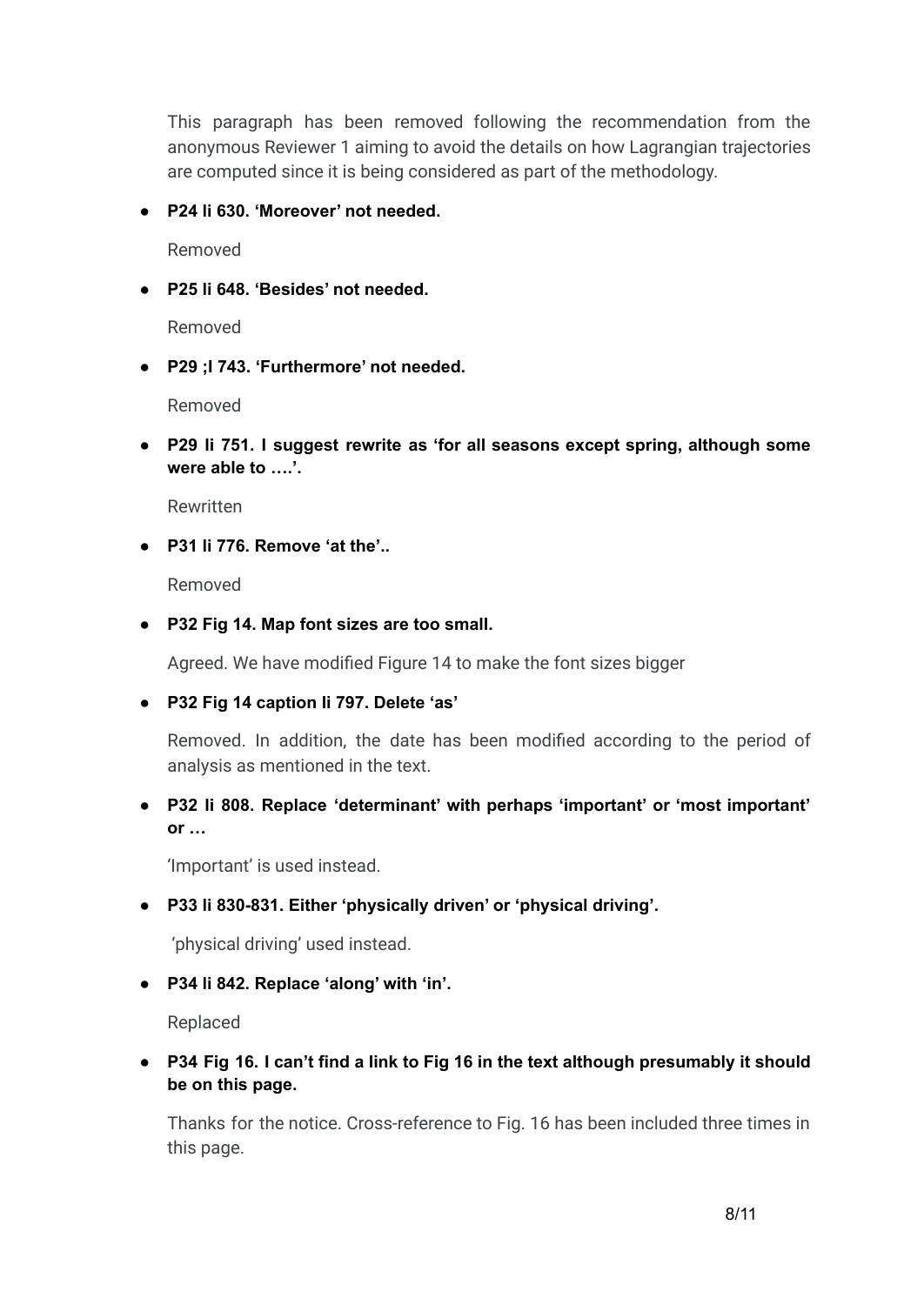This paragraph has been removed following the recommendation from the anonymous Reviewer 1 aiming to avoid the details on how Lagrangian trajectories are computed since it is being considered as part of the methodology.

- **P24 li 630. 'Moreover' not needed.**

  Removed

- **P25 li 648. 'Besides' not needed.**

  Removed

- **P29 ;l 743. 'Furthermore' not needed.**

  Removed

- **P29 li 751. I suggest rewrite as 'for all seasons except spring, although some were able to ….'.**

  Rewritten

- **P31 li 776. Remove 'at the'..**

  Removed

- **P32 Fig 14. Map font sizes are too small.**

  Agreed. We have modified Figure 14 to make the font sizes bigger

- **P32 Fig 14 caption li 797. Delete 'as'**

  Removed. In addition, the date has been modified according to the period of analysis as mentioned in the text.

- **P32 li 808. Replace 'determinant' with perhaps 'important' or 'most important' or …**

  'Important' is used instead.

- **P33 li 830-831. Either 'physically driven' or 'physical driving'.**

  'physical driving' used instead.

- **P34 li 842. Replace 'along' with 'in'.**

  Replaced

- **P34 Fig 16. I can't find a link to Fig 16 in the text although presumably it should be on this page.**

  Thanks for the notice. Cross-reference to Fig. 16 has been included three times in this page.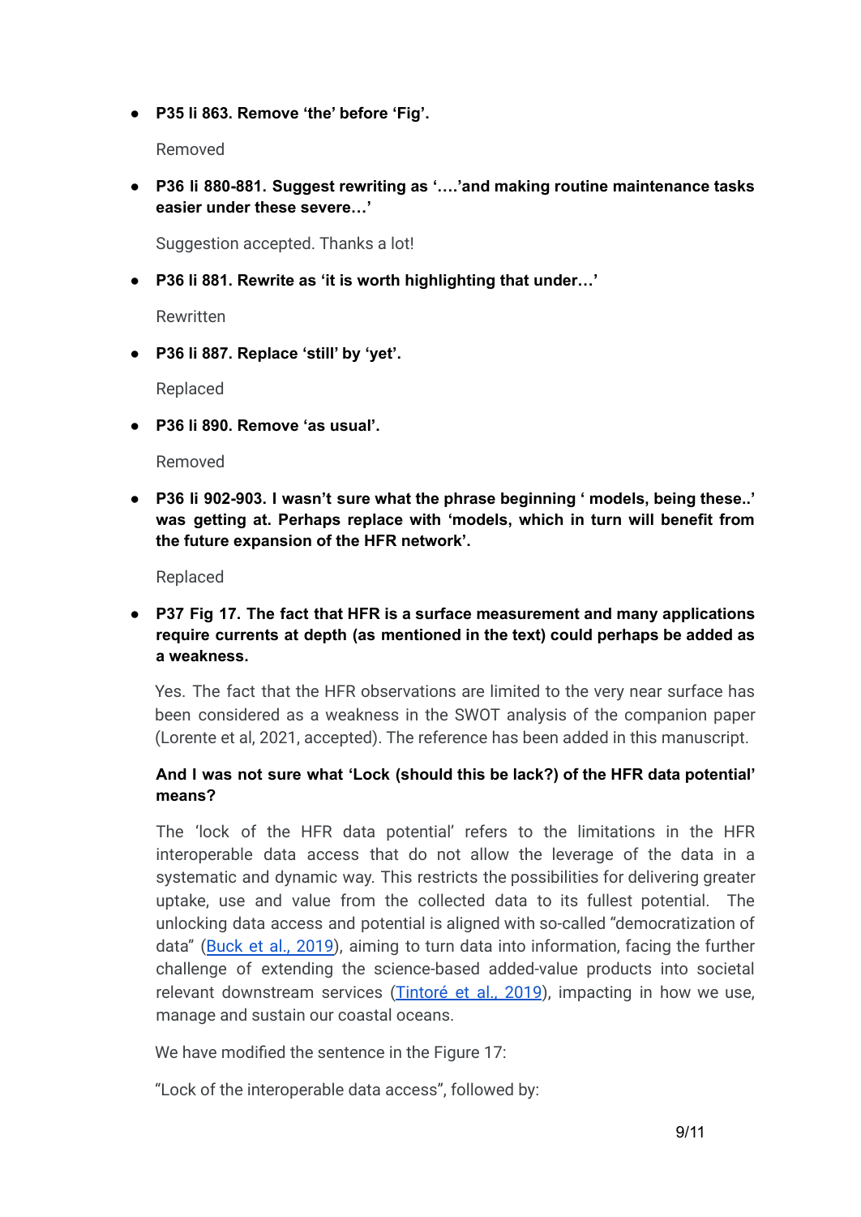- **P35 li 863. Remove 'the' before 'Fig'.**

  Removed

- **P36 li 880-881. Suggest rewriting as '….'and making routine maintenance tasks easier under these severe…'**

  Suggestion accepted. Thanks a lot!

- **P36 li 881. Rewrite as 'it is worth highlighting that under…'**

  Rewritten

- **P36 li 887. Replace 'still' by 'yet'.**

  Replaced

- **P36 li 890. Remove 'as usual'.**

  Removed

- **P36 li 902-903. I wasn't sure what the phrase beginning ' models, being these..' was getting at. Perhaps replace with 'models, which in turn will benefit from the future expansion of the HFR network'.**

  Replaced

- **P37 Fig 17. The fact that HFR is a surface measurement and many applications require currents at depth (as mentioned in the text) could perhaps be added as a weakness.**

  Yes. The fact that the HFR observations are limited to the very near surface has been considered as a weakness in the SWOT analysis of the companion paper (Lorente et al, 2021, accepted). The reference has been added in this manuscript.

  **And I was not sure what 'Lock (should this be lack?) of the HFR data potential' means?**

  The 'lock of the HFR data potential' refers to the limitations in the HFR interoperable data access that do not allow the leverage of the data in a systematic and dynamic way. This restricts the possibilities for delivering greater uptake, use and value from the collected data to its fullest potential. The unlocking data access and potential is aligned with so-called "democratization of data" ([Buck et al., 2019](#)), aiming to turn data into information, facing the further challenge of extending the science-based added-value products into societal relevant downstream services ([Tintoré et al., 2019](#)), impacting in how we use, manage and sustain our coastal oceans.

  We have modified the sentence in the Figure 17:

  "Lock of the interoperable data access", followed by: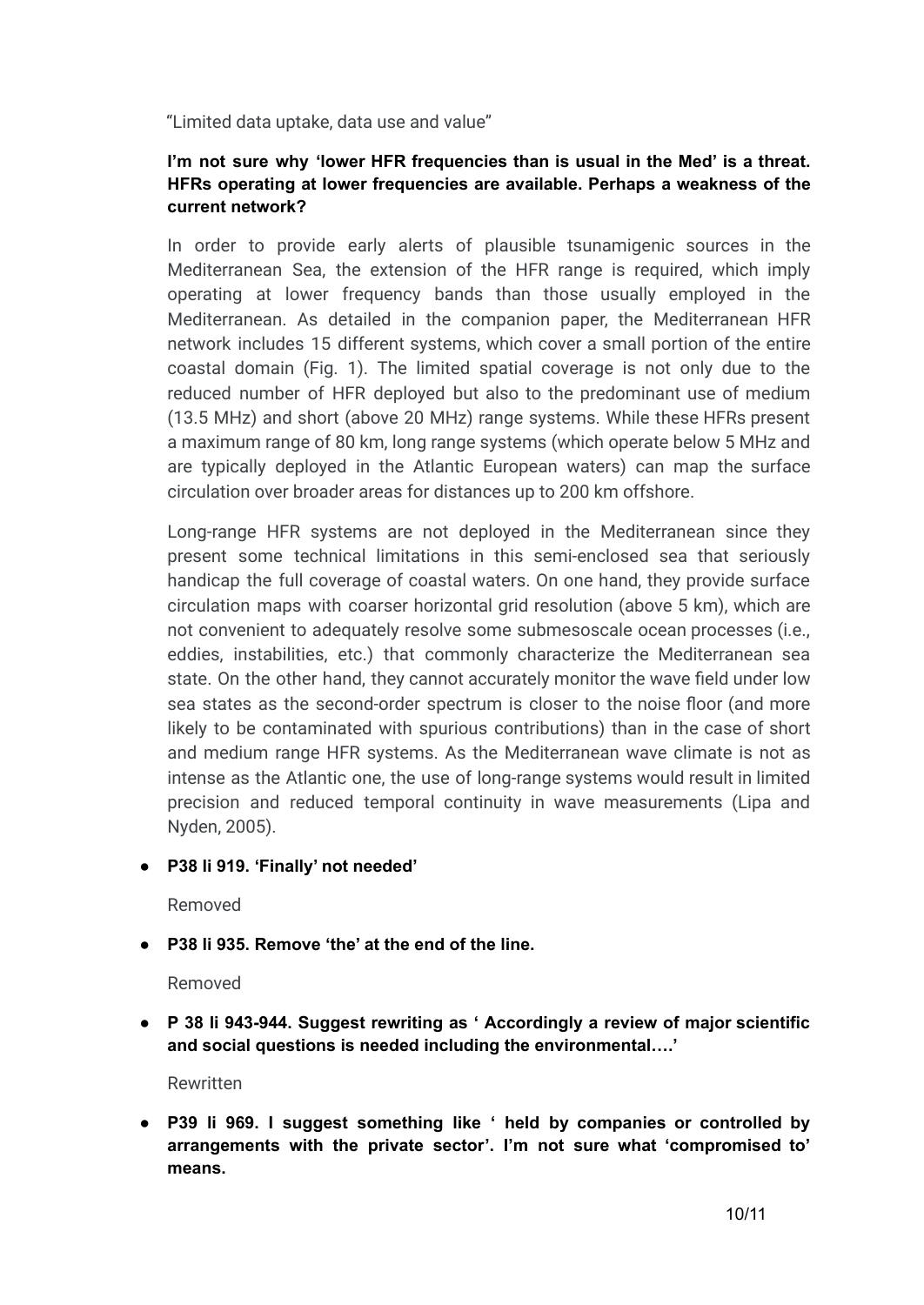"Limited data uptake, data use and value"

**I'm not sure why 'lower HFR frequencies than is usual in the Med' is a threat. HFRs operating at lower frequencies are available. Perhaps a weakness of the current network?**

In order to provide early alerts of plausible tsunamigenic sources in the Mediterranean Sea, the extension of the HFR range is required, which imply operating at lower frequency bands than those usually employed in the Mediterranean. As detailed in the companion paper, the Mediterranean HFR network includes 15 different systems, which cover a small portion of the entire coastal domain (Fig. 1). The limited spatial coverage is not only due to the reduced number of HFR deployed but also to the predominant use of medium (13.5 MHz) and short (above 20 MHz) range systems. While these HFRs present a maximum range of 80 km, long range systems (which operate below 5 MHz and are typically deployed in the Atlantic European waters) can map the surface circulation over broader areas for distances up to 200 km offshore.

Long-range HFR systems are not deployed in the Mediterranean since they present some technical limitations in this semi-enclosed sea that seriously handicap the full coverage of coastal waters. On one hand, they provide surface circulation maps with coarser horizontal grid resolution (above 5 km), which are not convenient to adequately resolve some submesoscale ocean processes (i.e., eddies, instabilities, etc.) that commonly characterize the Mediterranean sea state. On the other hand, they cannot accurately monitor the wave field under low sea states as the second-order spectrum is closer to the noise floor (and more likely to be contaminated with spurious contributions) than in the case of short and medium range HFR systems. As the Mediterranean wave climate is not as intense as the Atlantic one, the use of long-range systems would result in limited precision and reduced temporal continuity in wave measurements (Lipa and Nyden, 2005).

- **P38 li 919. 'Finally' not needed'**

  Removed

- **P38 li 935. Remove 'the' at the end of the line.**

  Removed

- **P 38 li 943-944. Suggest rewriting as ' Accordingly a review of major scientific and social questions is needed including the environmental….'**

  Rewritten

- **P39 li 969. I suggest something like ' held by companies or controlled by arrangements with the private sector'. I'm not sure what 'compromised to' means.**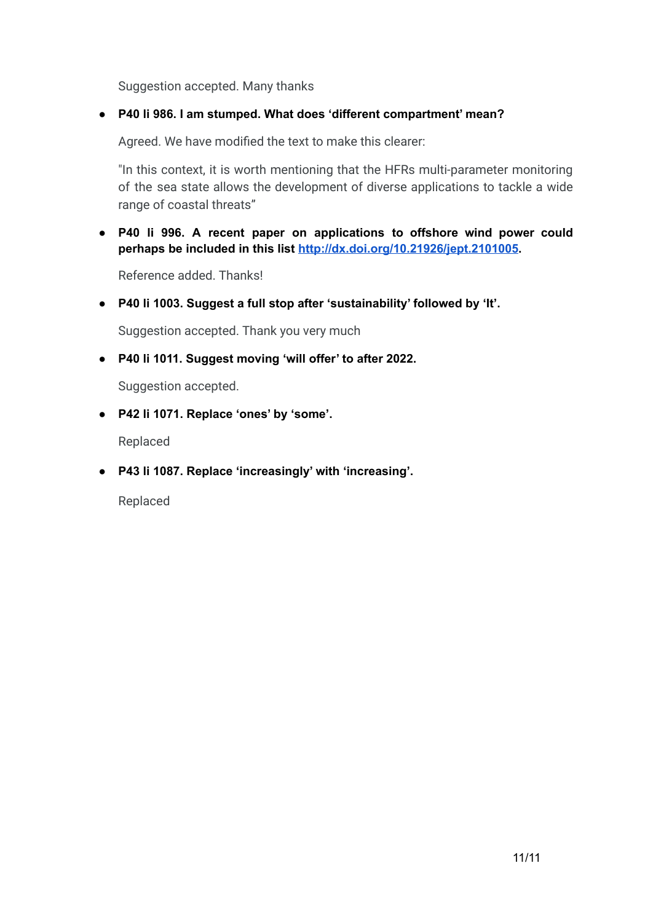Suggestion accepted. Many thanks

- **P40 li 986. I am stumped. What does 'different compartment' mean?**

  Agreed. We have modified the text to make this clearer:

  "In this context, it is worth mentioning that the HFRs multi-parameter monitoring of the sea state allows the development of diverse applications to tackle a wide range of coastal threats"

- **P40 li 996. A recent paper on applications to offshore wind power could perhaps be included in this list [http://dx.doi.org/10.21926/jept.2101005](http://dx.doi.org/10.21926/jept.2101005).**

  Reference added. Thanks!

- **P40 li 1003. Suggest a full stop after 'sustainability' followed by 'It'.**

  Suggestion accepted. Thank you very much

- **P40 li 1011. Suggest moving 'will offer' to after 2022.**

  Suggestion accepted.

- **P42 li 1071. Replace 'ones' by 'some'.**

  Replaced

- **P43 li 1087. Replace 'increasingly' with 'increasing'.**

  Replaced